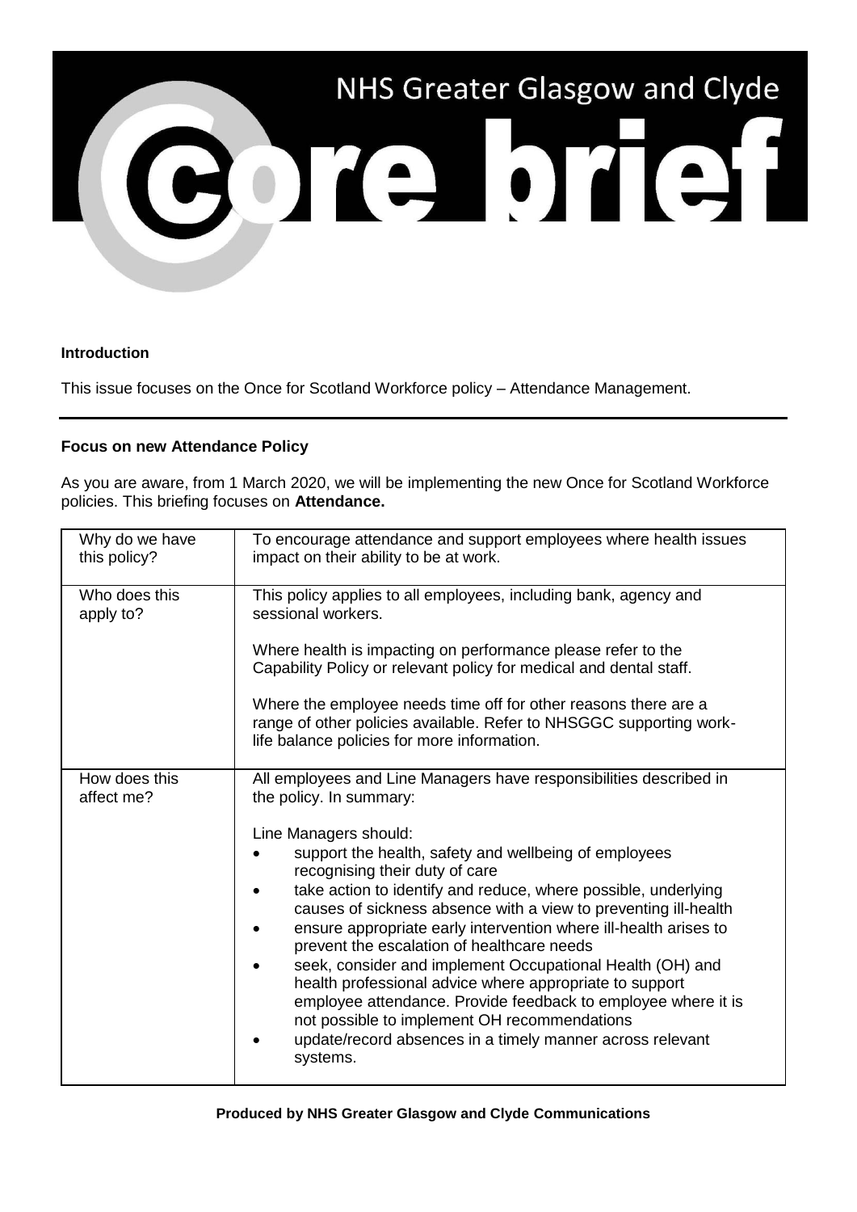# NHS Greater Glasgow and Clyde

# core brief

**Introduction**

This issue focuses on the Once for Scotland Workforce policy – Attendance Management.

---

**Focus on new Attendance Policy**

As you are aware, from 1 March 2020, we will be implementing the new Once for Scotland Workforce policies. This briefing focuses on **Attendance.**

| | |
|---|---|
| Why do we have this policy? | To encourage attendance and support employees where health issues impact on their ability to be at work. |
| Who does this apply to? | This policy applies to all employees, including bank, agency and sessional workers.<br><br>Where health is impacting on performance please refer to the Capability Policy or relevant policy for medical and dental staff.<br><br>Where the employee needs time off for other reasons there are a range of other policies available. Refer to NHSGGC supporting work-life balance policies for more information. |
| How does this affect me? | All employees and Line Managers have responsibilities described in the policy. In summary:<br><br>Line Managers should:<br>• support the health, safety and wellbeing of employees recognising their duty of care<br>• take action to identify and reduce, where possible, underlying causes of sickness absence with a view to preventing ill-health<br>• ensure appropriate early intervention where ill-health arises to prevent the escalation of healthcare needs<br>• seek, consider and implement Occupational Health (OH) and health professional advice where appropriate to support employee attendance. Provide feedback to employee where it is not possible to implement OH recommendations<br>• update/record absences in a timely manner across relevant systems. |

**Produced by NHS Greater Glasgow and Clyde Communications**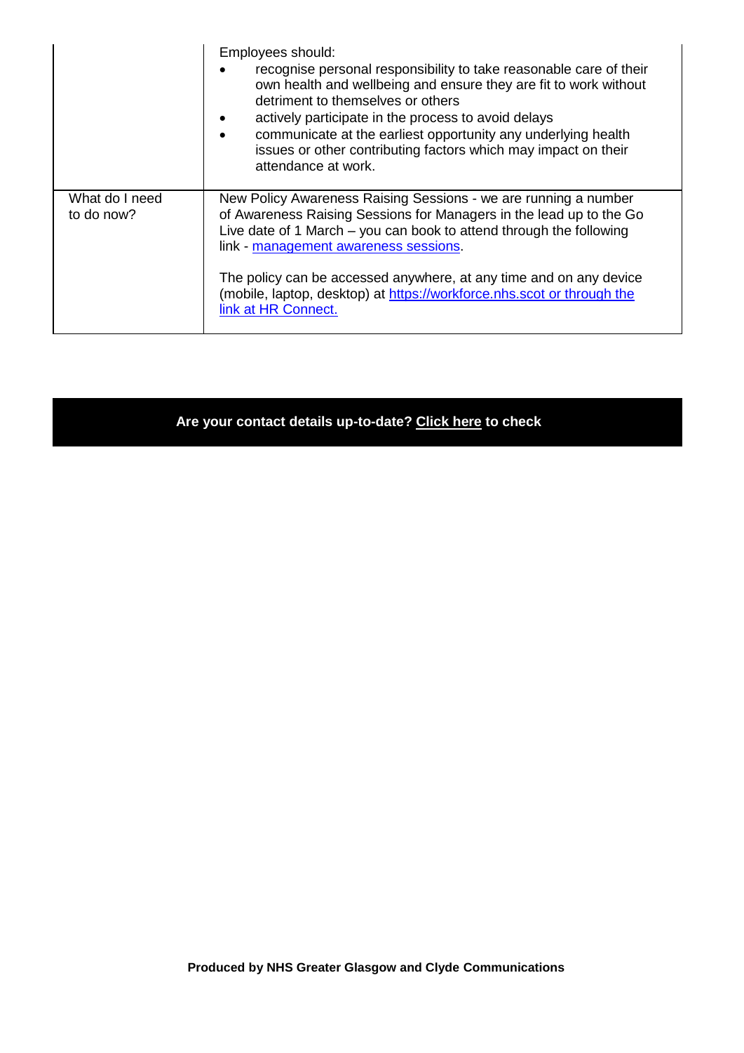| | |
|---|---|
| | Employees should:<br>• recognise personal responsibility to take reasonable care of their own health and wellbeing and ensure they are fit to work without detriment to themselves or others<br>• actively participate in the process to avoid delays<br>• communicate at the earliest opportunity any underlying health issues or other contributing factors which may impact on their attendance at work. |
| What do I need to do now? | New Policy Awareness Raising Sessions - we are running a number of Awareness Raising Sessions for Managers in the lead up to the Go Live date of 1 March – you can book to attend through the following link - management awareness sessions.<br><br>The policy can be accessed anywhere, at any time and on any device (mobile, laptop, desktop) at https://workforce.nhs.scot or through the link at HR Connect. |

**Are your contact details up-to-date? Click here to check**

**Produced by NHS Greater Glasgow and Clyde Communications**